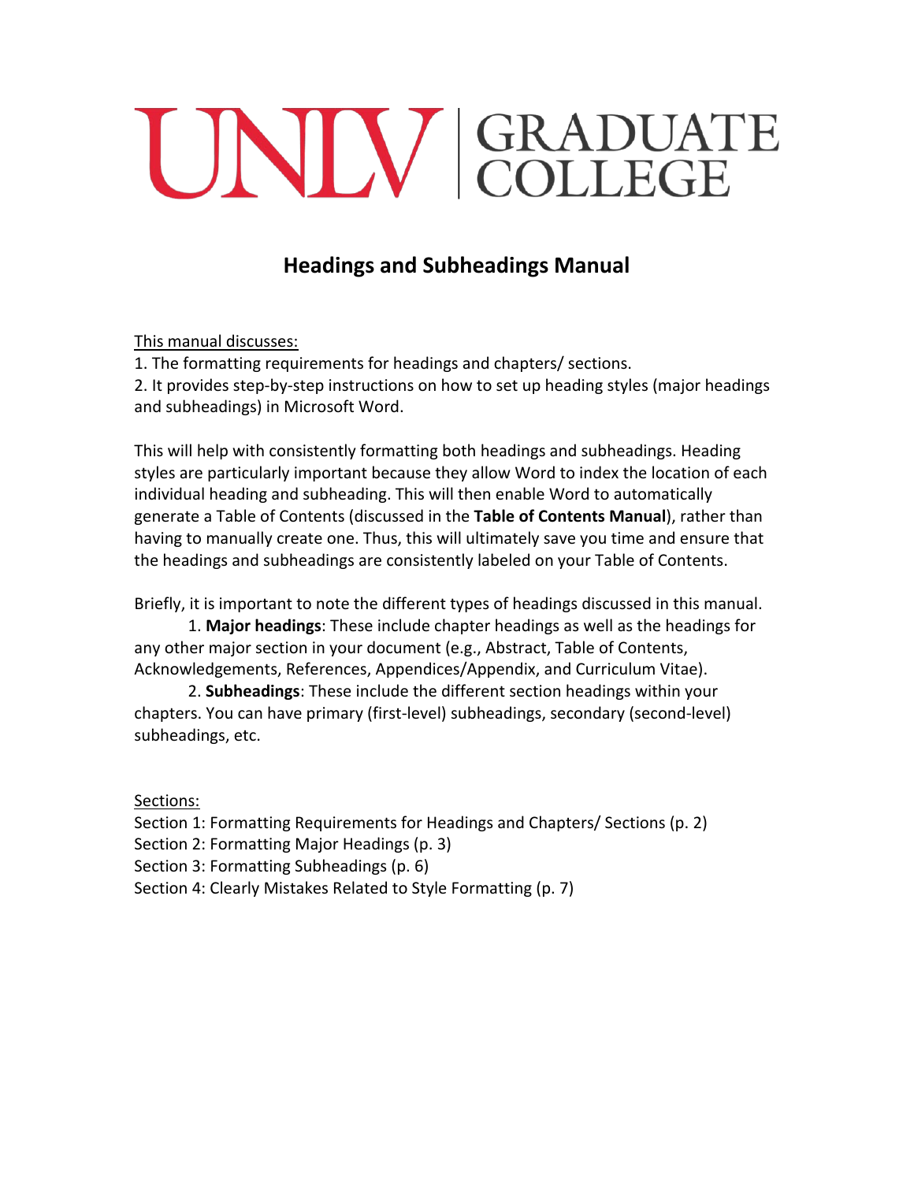UNLV | GRADUATE COLLEGE

# Headings and Subheadings Manual

This manual discusses:

1. The formatting requirements for headings and chapters/ sections.
2. It provides step-by-step instructions on how to set up heading styles (major headings and subheadings) in Microsoft Word.

This will help with consistently formatting both headings and subheadings. Heading styles are particularly important because they allow Word to index the location of each individual heading and subheading. This will then enable Word to automatically generate a Table of Contents (discussed in the **Table of Contents Manual**), rather than having to manually create one. Thus, this will ultimately save you time and ensure that the headings and subheadings are consistently labeled on your Table of Contents.

Briefly, it is important to note the different types of headings discussed in this manual.

1. **Major headings**: These include chapter headings as well as the headings for any other major section in your document (e.g., Abstract, Table of Contents, Acknowledgements, References, Appendices/Appendix, and Curriculum Vitae).
2. **Subheadings**: These include the different section headings within your chapters. You can have primary (first-level) subheadings, secondary (second-level) subheadings, etc.

Sections:

Section 1: Formatting Requirements for Headings and Chapters/ Sections (p. 2)
Section 2: Formatting Major Headings (p. 3)
Section 3: Formatting Subheadings (p. 6)
Section 4: Clearly Mistakes Related to Style Formatting (p. 7)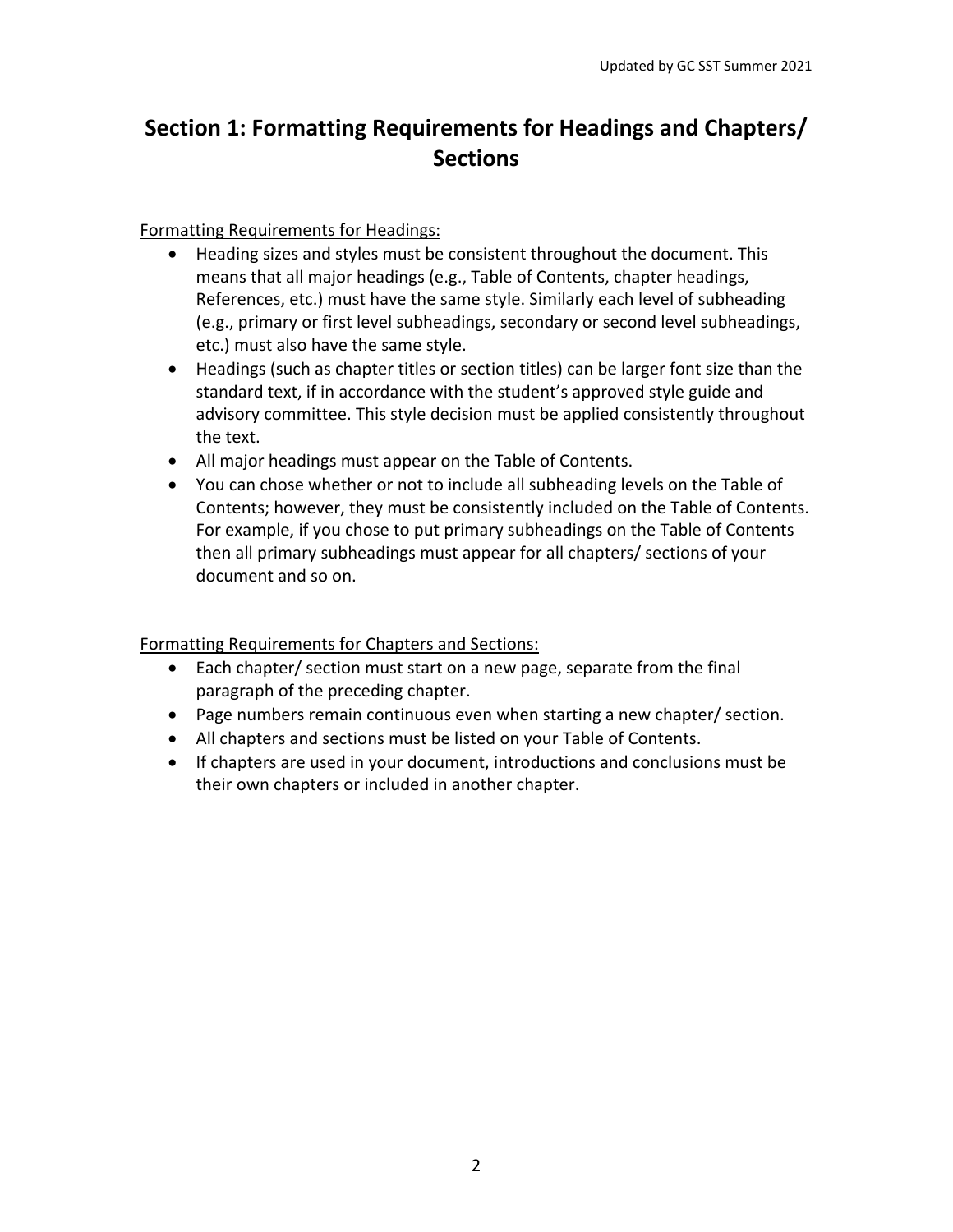# Section 1: Formatting Requirements for Headings and Chapters/ Sections

Formatting Requirements for Headings:

- Heading sizes and styles must be consistent throughout the document. This means that all major headings (e.g., Table of Contents, chapter headings, References, etc.) must have the same style. Similarly each level of subheading (e.g., primary or first level subheadings, secondary or second level subheadings, etc.) must also have the same style.
- Headings (such as chapter titles or section titles) can be larger font size than the standard text, if in accordance with the student's approved style guide and advisory committee. This style decision must be applied consistently throughout the text.
- All major headings must appear on the Table of Contents.
- You can chose whether or not to include all subheading levels on the Table of Contents; however, they must be consistently included on the Table of Contents. For example, if you chose to put primary subheadings on the Table of Contents then all primary subheadings must appear for all chapters/ sections of your document and so on.

Formatting Requirements for Chapters and Sections:

- Each chapter/ section must start on a new page, separate from the final paragraph of the preceding chapter.
- Page numbers remain continuous even when starting a new chapter/ section.
- All chapters and sections must be listed on your Table of Contents.
- If chapters are used in your document, introductions and conclusions must be their own chapters or included in another chapter.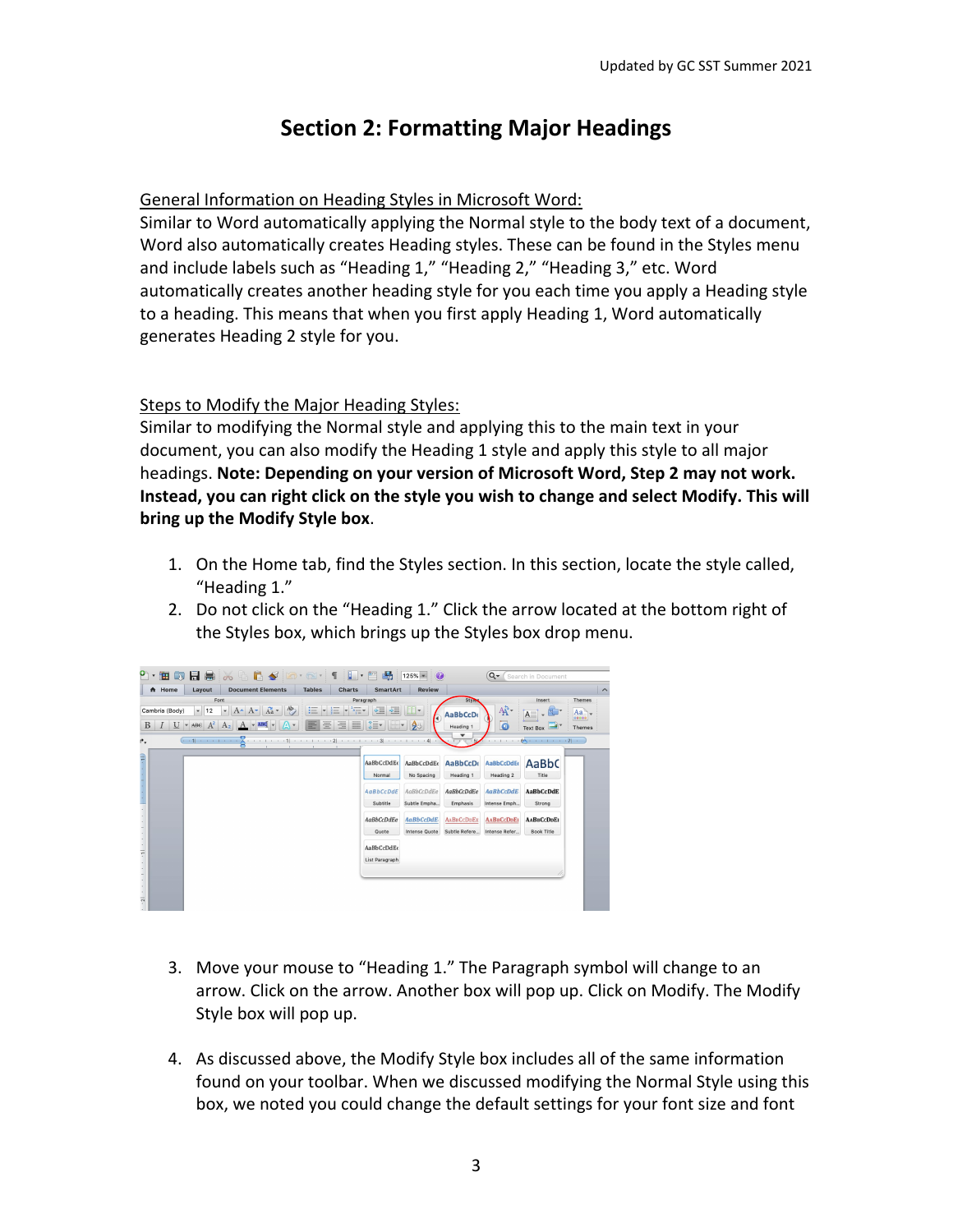# Section 2: Formatting Major Headings

General Information on Heading Styles in Microsoft Word:

Similar to Word automatically applying the Normal style to the body text of a document, Word also automatically creates Heading styles. These can be found in the Styles menu and include labels such as "Heading 1," "Heading 2," "Heading 3," etc. Word automatically creates another heading style for you each time you apply a Heading style to a heading. This means that when you first apply Heading 1, Word automatically generates Heading 2 style for you.

Steps to Modify the Major Heading Styles:

Similar to modifying the Normal style and applying this to the main text in your document, you can also modify the Heading 1 style and apply this style to all major headings. **Note: Depending on your version of Microsoft Word, Step 2 may not work. Instead, you can right click on the style you wish to change and select Modify. This will bring up the Modify Style box**.

1. On the Home tab, find the Styles section. In this section, locate the style called, "Heading 1."
2. Do not click on the "Heading 1." Click the arrow located at the bottom right of the Styles box, which brings up the Styles box drop menu.

3. Move your mouse to "Heading 1." The Paragraph symbol will change to an arrow. Click on the arrow. Another box will pop up. Click on Modify. The Modify Style box will pop up.
4. As discussed above, the Modify Style box includes all of the same information found on your toolbar. When we discussed modifying the Normal Style using this box, we noted you could change the default settings for your font size and font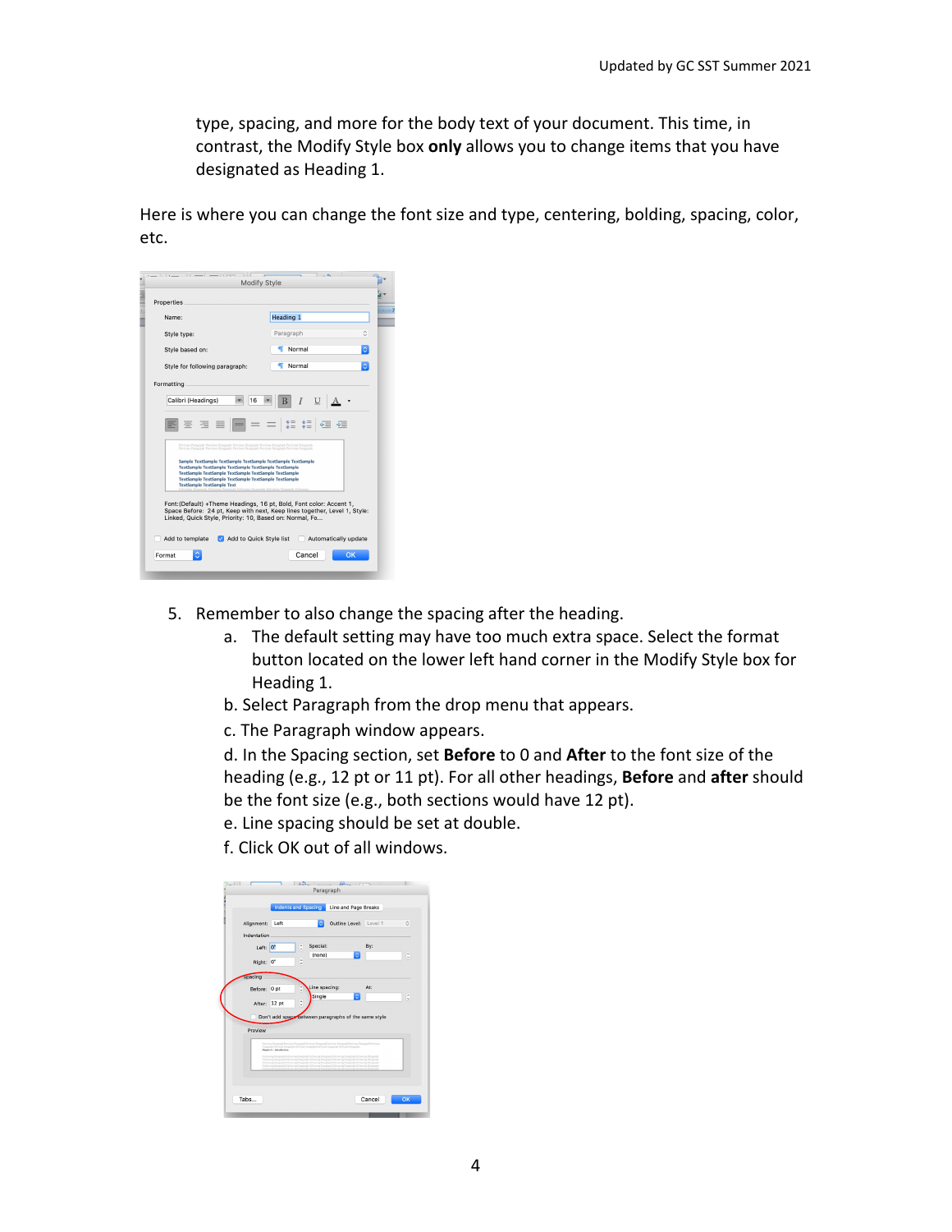type, spacing, and more for the body text of your document. This time, in contrast, the Modify Style box **only** allows you to change items that you have designated as Heading 1.

Here is where you can change the font size and type, centering, bolding, spacing, color, etc.

5. Remember to also change the spacing after the heading.
   a. The default setting may have too much extra space. Select the format button located on the lower left hand corner in the Modify Style box for Heading 1.
   b. Select Paragraph from the drop menu that appears.
   c. The Paragraph window appears.
   d. In the Spacing section, set **Before** to 0 and **After** to the font size of the heading (e.g., 12 pt or 11 pt). For all other headings, **Before** and **after** should be the font size (e.g., both sections would have 12 pt).
   e. Line spacing should be set at double.
   f. Click OK out of all windows.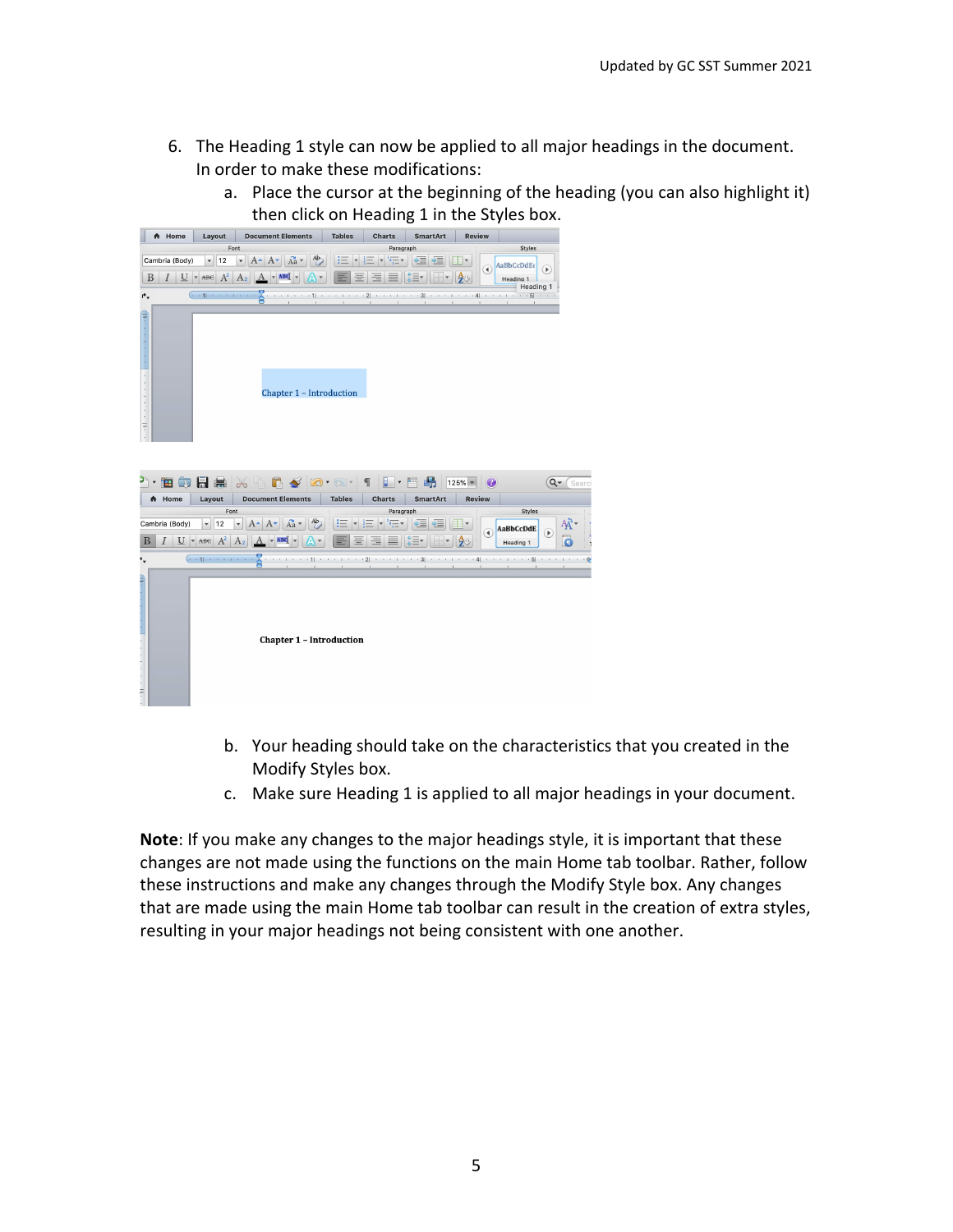6. The Heading 1 style can now be applied to all major headings in the document. In order to make these modifications:
    a. Place the cursor at the beginning of the heading (you can also highlight it) then click on Heading 1 in the Styles box.
    b. Your heading should take on the characteristics that you created in the Modify Styles box.
    c. Make sure Heading 1 is applied to all major headings in your document.

**Note**: If you make any changes to the major headings style, it is important that these changes are not made using the functions on the main Home tab toolbar. Rather, follow these instructions and make any changes through the Modify Style box. Any changes that are made using the main Home tab toolbar can result in the creation of extra styles, resulting in your major headings not being consistent with one another.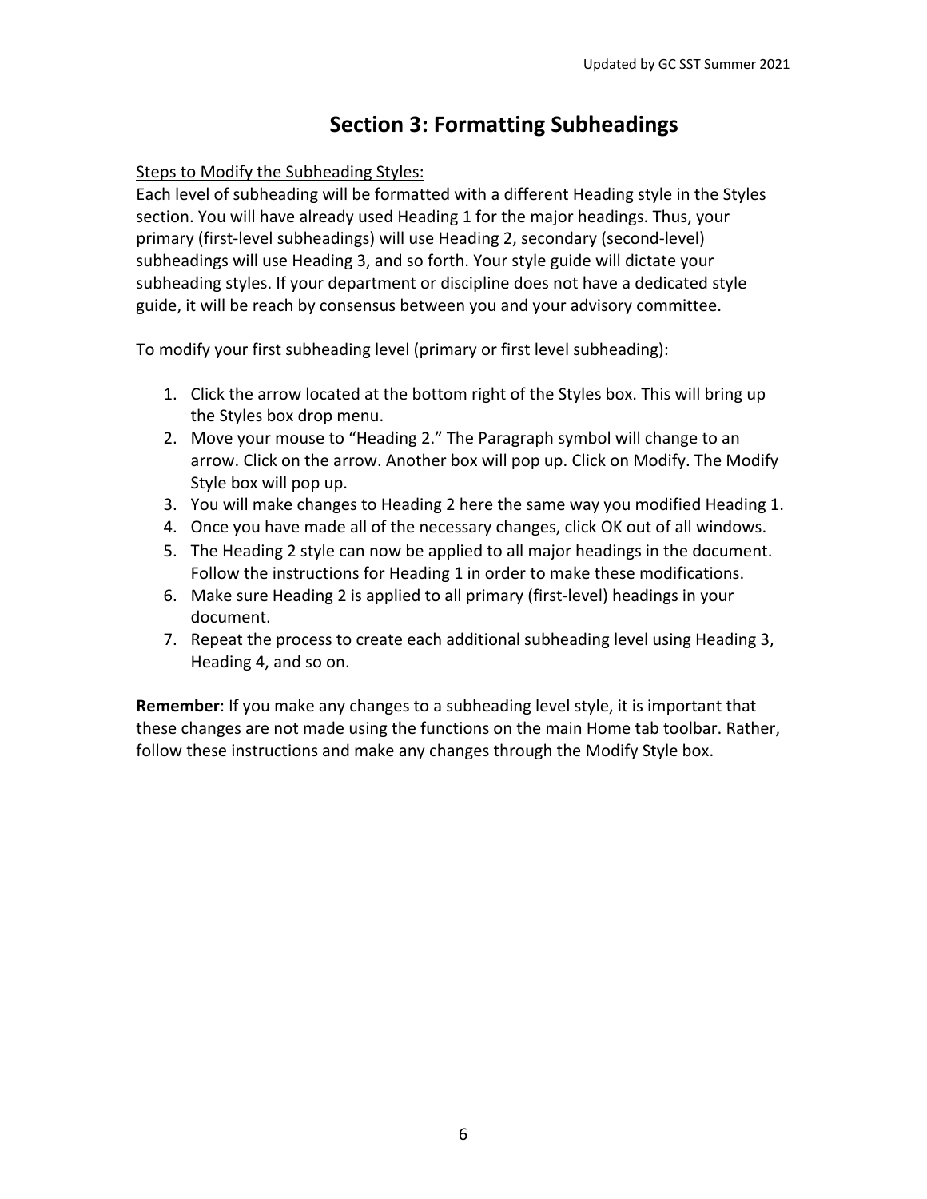# Section 3: Formatting Subheadings

<u>Steps to Modify the Subheading Styles:</u>
Each level of subheading will be formatted with a different Heading style in the Styles section. You will have already used Heading 1 for the major headings. Thus, your primary (first-level subheadings) will use Heading 2, secondary (second-level) subheadings will use Heading 3, and so forth. Your style guide will dictate your subheading styles. If your department or discipline does not have a dedicated style guide, it will be reach by consensus between you and your advisory committee.

To modify your first subheading level (primary or first level subheading):

1. Click the arrow located at the bottom right of the Styles box. This will bring up the Styles box drop menu.
2. Move your mouse to "Heading 2." The Paragraph symbol will change to an arrow. Click on the arrow. Another box will pop up. Click on Modify. The Modify Style box will pop up.
3. You will make changes to Heading 2 here the same way you modified Heading 1.
4. Once you have made all of the necessary changes, click OK out of all windows.
5. The Heading 2 style can now be applied to all major headings in the document. Follow the instructions for Heading 1 in order to make these modifications.
6. Make sure Heading 2 is applied to all primary (first-level) headings in your document.
7. Repeat the process to create each additional subheading level using Heading 3, Heading 4, and so on.

**Remember**: If you make any changes to a subheading level style, it is important that these changes are not made using the functions on the main Home tab toolbar. Rather, follow these instructions and make any changes through the Modify Style box.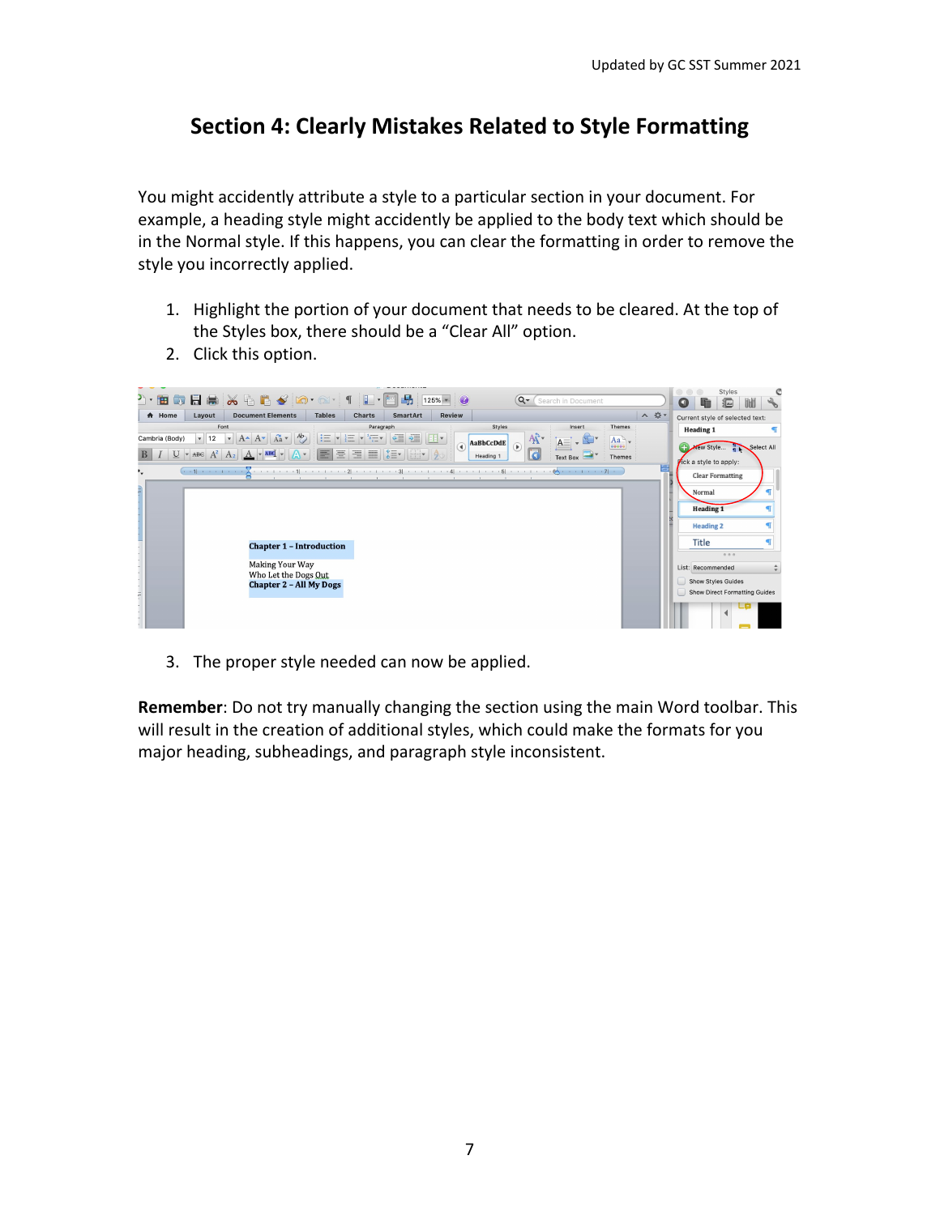## Section 4: Clearly Mistakes Related to Style Formatting

You might accidently attribute a style to a particular section in your document. For example, a heading style might accidently be applied to the body text which should be in the Normal style. If this happens, you can clear the formatting in order to remove the style you incorrectly applied.

1. Highlight the portion of your document that needs to be cleared. At the top of the Styles box, there should be a "Clear All" option.
2. Click this option.

3. The proper style needed can now be applied.

**Remember**: Do not try manually changing the section using the main Word toolbar. This will result in the creation of additional styles, which could make the formats for you major heading, subheadings, and paragraph style inconsistent.